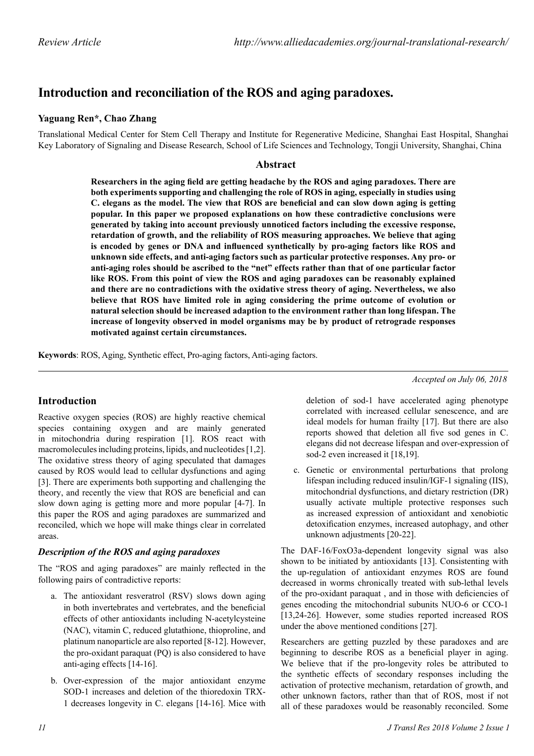# Introduction and reconciliation of the ROS and aging paradoxes.

**Yaguang Ren\*, Chao Zhang**

Translational Medical Center for Stem Cell Therapy and Institute for Regenerative Medicine, Shanghai East Hospital, Shanghai Key Laboratory of Signaling and Disease Research, School of Life Sciences and Technology, Tongji University, Shanghai, China

## Abstract

**Researchers in the aging field are getting headache by the ROS and aging paradoxes. There are both experiments supporting and challenging the role of ROS in aging, especially in studies using C. elegans as the model. The view that ROS are beneficial and can slow down aging is getting popular. In this paper we proposed explanations on how these contradictive conclusions were generated by taking into account previously unnoticed factors including the excessive response, retardation of growth, and the reliability of ROS measuring approaches. We believe that aging is encoded by genes or DNA and influenced synthetically by pro-aging factors like ROS and unknown side effects, and anti-aging factors such as particular protective responses. Any pro- or anti-aging roles should be ascribed to the "net" effects rather than that of one particular factor like ROS. From this point of view the ROS and aging paradoxes can be reasonably explained and there are no contradictions with the oxidative stress theory of aging. Nevertheless, we also believe that ROS have limited role in aging considering the prime outcome of evolution or natural selection should be increased adaption to the environment rather than long lifespan. The increase of longevity observed in model organisms may be by product of retrograde responses motivated against certain circumstances.**

**Keywords**: ROS, Aging, Synthetic effect, Pro-aging factors, Anti-aging factors.

*Accepted on July 06, 2018*

## Introduction

Reactive oxygen species (ROS) are highly reactive chemical species containing oxygen and are mainly generated in mitochondria during respiration [1]. ROS react with macromolecules including proteins, lipids, and nucleotides [1,2]. The oxidative stress theory of aging speculated that damages caused by ROS would lead to cellular dysfunctions and aging [3]. There are experiments both supporting and challenging the theory, and recently the view that ROS are beneficial and can slow down aging is getting more and more popular [4-7]. In this paper the ROS and aging paradoxes are summarized and reconciled, which we hope will make things clear in correlated areas.

### *Description of the ROS and aging paradoxes*

The "ROS and aging paradoxes" are mainly reflected in the following pairs of contradictive reports:

a. The antioxidant resveratrol (RSV) slows down aging in both invertebrates and vertebrates, and the beneficial effects of other antioxidants including N-acetylcysteine (NAC), vitamin C, reduced glutathione, thioproline, and platinum nanoparticle are also reported [8-12]. However, the pro-oxidant paraquat (PQ) is also considered to have anti-aging effects [14-16].

b. Over-expression of the major antioxidant enzyme SOD-1 increases and deletion of the thioredoxin TRX-1 decreases longevity in C. elegans [14-16]. Mice with deletion of sod-1 have accelerated aging phenotype correlated with increased cellular senescence, and are ideal models for human frailty [17]. But there are also reports showed that deletion all five sod genes in C. elegans did not decrease lifespan and over-expression of sod-2 even increased it [18,19].

c. Genetic or environmental perturbations that prolong lifespan including reduced insulin/IGF-1 signaling (IIS), mitochondrial dysfunctions, and dietary restriction (DR) usually activate multiple protective responses such as increased expression of antioxidant and xenobiotic detoxification enzymes, increased autophagy, and other unknown adjustments [20-22].

The DAF-16/FoxO3a-dependent longevity signal was also shown to be initiated by antioxidants [13]. Consistenting with the up-regulation of antioxidant enzymes ROS are found decreased in worms chronically treated with sub-lethal levels of the pro-oxidant paraquat , and in those with deficiencies of genes encoding the mitochondrial subunits NUO-6 or CCO-1 [13,24-26]. However, some studies reported increased ROS under the above mentioned conditions [27].

Researchers are getting puzzled by these paradoxes and are beginning to describe ROS as a beneficial player in aging. We believe that if the pro-longevity roles be attributed to the synthetic effects of secondary responses including the activation of protective mechanism, retardation of growth, and other unknown factors, rather than that of ROS, most if not all of these paradoxes would be reasonably reconciled. Some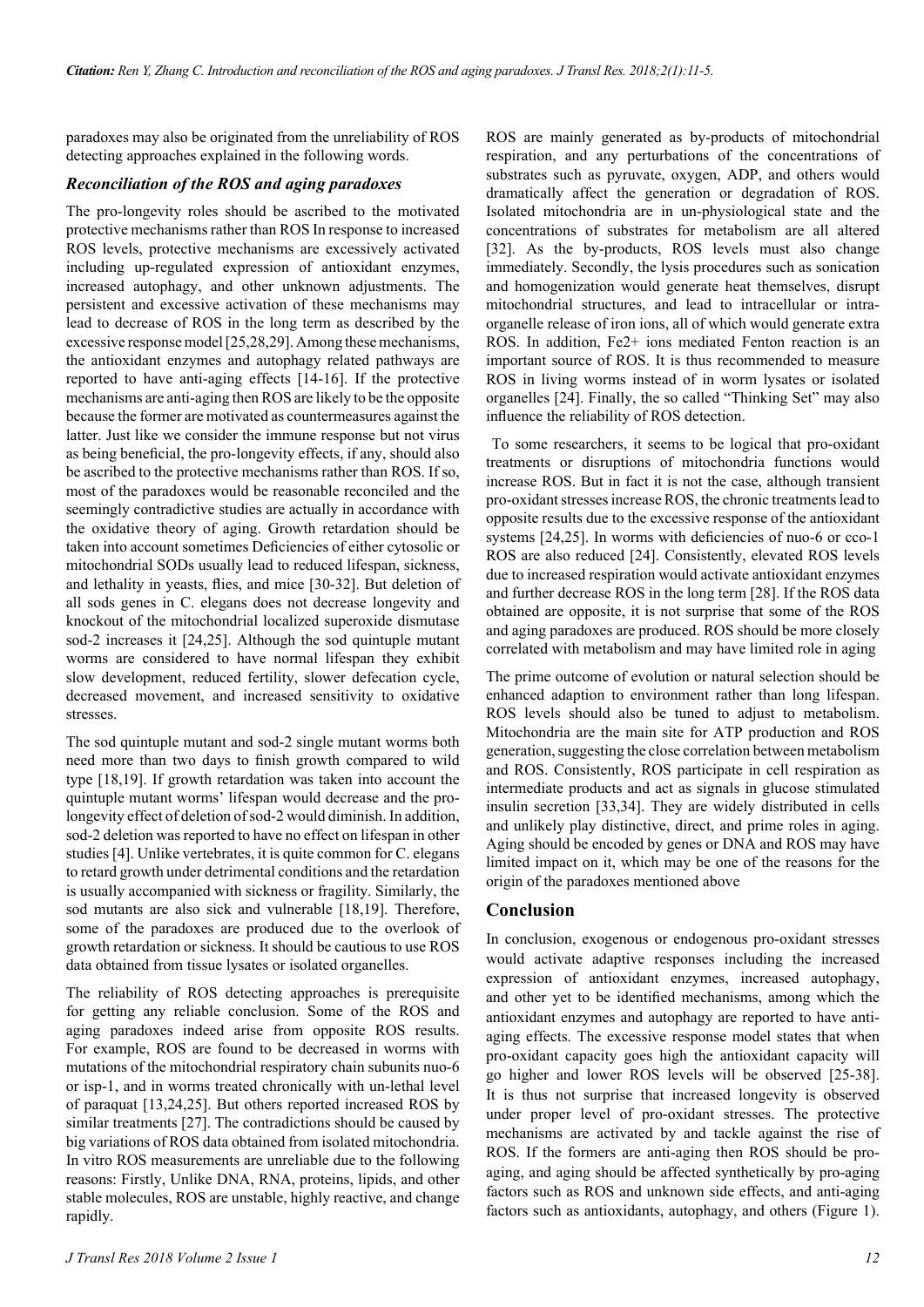paradoxes may also be originated from the unreliability of ROS detecting approaches explained in the following words.

### *Reconciliation of the ROS and aging paradoxes*

The pro-longevity roles should be ascribed to the motivated protective mechanisms rather than ROS In response to increased ROS levels, protective mechanisms are excessively activated including up-regulated expression of antioxidant enzymes, increased autophagy, and other unknown adjustments. The persistent and excessive activation of these mechanisms may lead to decrease of ROS in the long term as described by the excessive response model [25,28,29]. Among these mechanisms, the antioxidant enzymes and autophagy related pathways are reported to have anti-aging effects [14-16]. If the protective mechanisms are anti-aging then ROS are likely to be the opposite because the former are motivated as countermeasures against the latter. Just like we consider the immune response but not virus as being beneficial, the pro-longevity effects, if any, should also be ascribed to the protective mechanisms rather than ROS. If so, most of the paradoxes would be reasonable reconciled and the seemingly contradictive studies are actually in accordance with the oxidative theory of aging. Growth retardation should be taken into account sometimes Deficiencies of either cytosolic or mitochondrial SODs usually lead to reduced lifespan, sickness, and lethality in yeasts, flies, and mice [30-32]. But deletion of all sods genes in C. elegans does not decrease longevity and knockout of the mitochondrial localized superoxide dismutase sod-2 increases it [24,25]. Although the sod quintuple mutant worms are considered to have normal lifespan they exhibit slow development, reduced fertility, slower defecation cycle, decreased movement, and increased sensitivity to oxidative stresses.

The sod quintuple mutant and sod-2 single mutant worms both need more than two days to finish growth compared to wild type [18,19]. If growth retardation was taken into account the quintuple mutant worms' lifespan would decrease and the pro-longevity effect of deletion of sod-2 would diminish. In addition, sod-2 deletion was reported to have no effect on lifespan in other studies [4]. Unlike vertebrates, it is quite common for C. elegans to retard growth under detrimental conditions and the retardation is usually accompanied with sickness or fragility. Similarly, the sod mutants are also sick and vulnerable [18,19]. Therefore, some of the paradoxes are produced due to the overlook of growth retardation or sickness. It should be cautious to use ROS data obtained from tissue lysates or isolated organelles.

The reliability of ROS detecting approaches is prerequisite for getting any reliable conclusion. Some of the ROS and aging paradoxes indeed arise from opposite ROS results. For example, ROS are found to be decreased in worms with mutations of the mitochondrial respiratory chain subunits nuo-6 or isp-1, and in worms treated chronically with un-lethal level of paraquat [13,24,25]. But others reported increased ROS by similar treatments [27]. The contradictions should be caused by big variations of ROS data obtained from isolated mitochondria. In vitro ROS measurements are unreliable due to the following reasons: Firstly, Unlike DNA, RNA, proteins, lipids, and other stable molecules, ROS are unstable, highly reactive, and change rapidly.

ROS are mainly generated as by-products of mitochondrial respiration, and any perturbations of the concentrations of substrates such as pyruvate, oxygen, ADP, and others would dramatically affect the generation or degradation of ROS. Isolated mitochondria are in un-physiological state and the concentrations of substrates for metabolism are all altered [32]. As the by-products, ROS levels must also change immediately. Secondly, the lysis procedures such as sonication and homogenization would generate heat themselves, disrupt mitochondrial structures, and lead to intracellular or intra-organelle release of iron ions, all of which would generate extra ROS. In addition, $Fe^{2+}$ ions mediated Fenton reaction is an important source of ROS. It is thus recommended to measure ROS in living worms instead of in worm lysates or isolated organelles [24]. Finally, the so called "Thinking Set" may also influence the reliability of ROS detection.

To some researchers, it seems to be logical that pro-oxidant treatments or disruptions of mitochondria functions would increase ROS. But in fact it is not the case, although transient pro-oxidant stresses increase ROS, the chronic treatments lead to opposite results due to the excessive response of the antioxidant systems [24,25]. In worms with deficiencies of nuo-6 or cco-1 ROS are also reduced [24]. Consistently, elevated ROS levels due to increased respiration would activate antioxidant enzymes and further decrease ROS in the long term [28]. If the ROS data obtained are opposite, it is not surprise that some of the ROS and aging paradoxes are produced. ROS should be more closely correlated with metabolism and may have limited role in aging

The prime outcome of evolution or natural selection should be enhanced adaption to environment rather than long lifespan. ROS levels should also be tuned to adjust to metabolism. Mitochondria are the main site for ATP production and ROS generation, suggesting the close correlation between metabolism and ROS. Consistently, ROS participate in cell respiration as intermediate products and act as signals in glucose stimulated insulin secretion [33,34]. They are widely distributed in cells and unlikely play distinctive, direct, and prime roles in aging. Aging should be encoded by genes or DNA and ROS may have limited impact on it, which may be one of the reasons for the origin of the paradoxes mentioned above

## Conclusion

In conclusion, exogenous or endogenous pro-oxidant stresses would activate adaptive responses including the increased expression of antioxidant enzymes, increased autophagy, and other yet to be identified mechanisms, among which the antioxidant enzymes and autophagy are reported to have anti-aging effects. The excessive response model states that when pro-oxidant capacity goes high the antioxidant capacity will go higher and lower ROS levels will be observed [25-38]. It is thus not surprise that increased longevity is observed under proper level of pro-oxidant stresses. The protective mechanisms are activated by and tackle against the rise of ROS. If the formers are anti-aging then ROS should be pro-aging, and aging should be affected synthetically by pro-aging factors such as ROS and unknown side effects, and anti-aging factors such as antioxidants, autophagy, and others (Figure 1).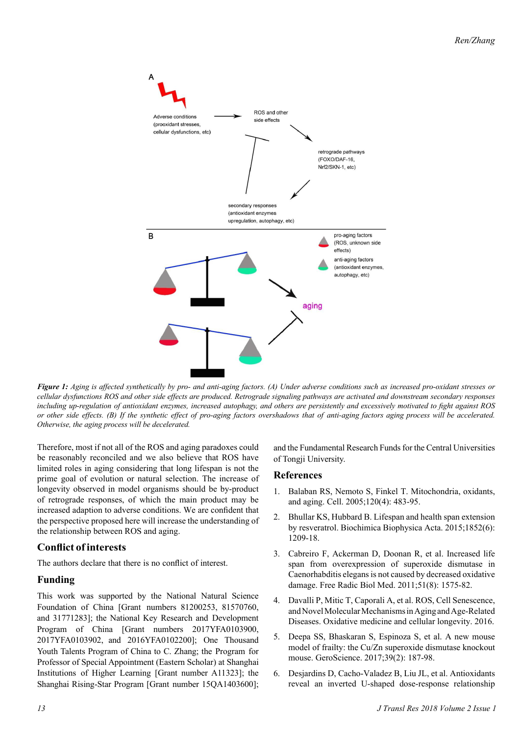*Figure 1: Aging is affected synthetically by pro- and anti-aging factors. (A) Under adverse conditions such as increased pro-oxidant stresses or cellular dysfunctions ROS and other side effects are produced. Retrograde signaling pathways are activated and downstream secondary responses including up-regulation of antioxidant enzymes, increased autophagy, and others are persistently and excessively motivated to fight against ROS or other side effects. (B) If the synthetic effect of pro-aging factors overshadows that of anti-aging factors aging process will be accelerated. Otherwise, the aging process will be decelerated.*

Therefore, most if not all of the ROS and aging paradoxes could be reasonably reconciled and we also believe that ROS have limited roles in aging considering that long lifespan is not the prime goal of evolution or natural selection. The increase of longevity observed in model organisms should be by-product of retrograde responses, of which the main product may be increased adaptation to adverse conditions. We are confident that the perspective proposed here will increase the understanding of the relationship between ROS and aging.

## Conflict of interests

The authors declare that there is no conflict of interest.

## Funding

This work was supported by the National Natural Science Foundation of China [Grant numbers 81200253, 81570760, and 31771283]; the National Key Research and Development Program of China [Grant numbers 2017YFA0103900, 2017YFA0103902, and 2016YFA0102200]; One Thousand Youth Talents Program of China to C. Zhang; the Program for Professor of Special Appointment (Eastern Scholar) at Shanghai Institutions of Higher Learning [Grant number A11323]; the Shanghai Rising-Star Program [Grant number 15QA1403600]; and the Fundamental Research Funds for the Central Universities of Tongji University.

## References

1. Balaban RS, Nemoto S, Finkel T. Mitochondria, oxidants, and aging. Cell. 2005;120(4): 483-95.
2. Bhullar KS, Hubbard B. Lifespan and health span extension by resveratrol. Biochimica Biophysica Acta. 2015;1852(6): 1209-18.
3. Cabreiro F, Ackerman D, Doonan R, et al. Increased life span from overexpression of superoxide dismutase in Caenorhabditis elegans is not caused by decreased oxidative damage. Free Radic Biol Med. 2011;51(8): 1575-82.
4. Davalli P, Mitic T, Caporali A, et al. ROS, Cell Senescence, and Novel Molecular Mechanisms in Aging and Age-Related Diseases. Oxidative medicine and cellular longevity. 2016.
5. Deepa SS, Bhaskaran S, Espinoza S, et al. A new mouse model of frailty: the Cu/Zn superoxide dismutase knockout mouse. GeroScience. 2017;39(2): 187-98.
6. Desjardins D, Cacho-Valadez B, Liu JL, et al. Antioxidants reveal an inverted U-shaped dose-response relationship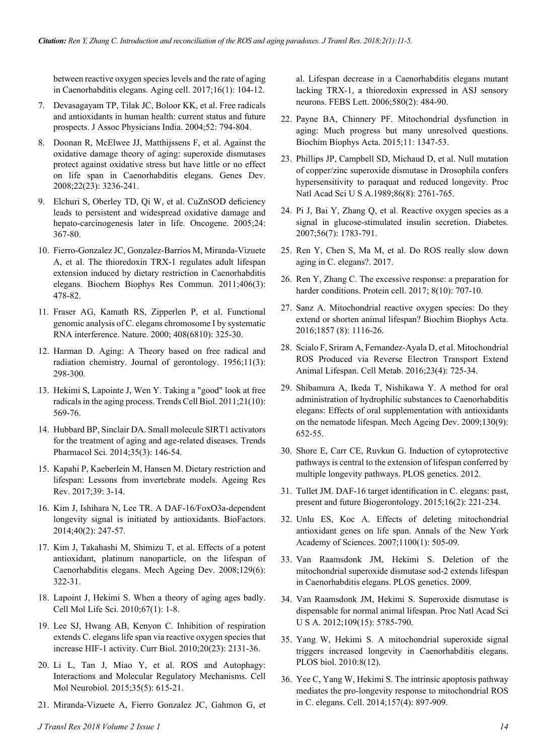between reactive oxygen species levels and the rate of aging in Caenorhabditis elegans. Aging cell. 2017;16(1): 104-12.

7. Devasagayam TP, Tilak JC, Boloor KK, et al. Free radicals and antioxidants in human health: current status and future prospects. J Assoc Physicians India. 2004;52: 794-804.

8. Doonan R, McElwee JJ, Matthijssens F, et al. Against the oxidative damage theory of aging: superoxide dismutases protect against oxidative stress but have little or no effect on life span in Caenorhabditis elegans. Genes Dev. 2008;22(23): 3236-241.

9. Elchuri S, Oberley TD, Qi W, et al. CuZnSOD deficiency leads to persistent and widespread oxidative damage and hepato-carcinogenesis later in life. Oncogene. 2005;24: 367-80.

10. Fierro-Gonzalez JC, Gonzalez-Barrios M, Miranda-Vizuete A, et al. The thioredoxin TRX-1 regulates adult lifespan extension induced by dietary restriction in Caenorhabditis elegans. Biochem Biophys Res Commun. 2011;406(3): 478-82.

11. Fraser AG, Kamath RS, Zipperlen P, et al. Functional genomic analysis of C. elegans chromosome I by systematic RNA interference. Nature. 2000; 408(6810): 325-30.

12. Harman D. Aging: A Theory based on free radical and radiation chemistry. Journal of gerontology. 1956;11(3): 298-300.

13. Hekimi S, Lapointe J, Wen Y. Taking a "good" look at free radicals in the aging process. Trends Cell Biol. 2011;21(10): 569-76.

14. Hubbard BP, Sinclair DA. Small molecule SIRT1 activators for the treatment of aging and age-related diseases. Trends Pharmacol Sci. 2014;35(3): 146-54.

15. Kapahi P, Kaeberlein M, Hansen M. Dietary restriction and lifespan: Lessons from invertebrate models. Ageing Res Rev. 2017;39: 3-14.

16. Kim J, Ishihara N, Lee TR. A DAF-16/FoxO3a-dependent longevity signal is initiated by antioxidants. BioFactors. 2014;40(2): 247-57.

17. Kim J, Takahashi M, Shimizu T, et al. Effects of a potent antioxidant, platinum nanoparticle, on the lifespan of Caenorhabditis elegans. Mech Ageing Dev. 2008;129(6): 322-31.

18. Lapoint J, Hekimi S. When a theory of aging ages badly. Cell Mol Life Sci. 2010;67(1): 1-8.

19. Lee SJ, Hwang AB, Kenyon C. Inhibition of respiration extends C. elegans life span via reactive oxygen species that increase HIF-1 activity. Curr Biol. 2010;20(23): 2131-36.

20. Li L, Tan J, Miao Y, et al. ROS and Autophagy: Interactions and Molecular Regulatory Mechanisms. Cell Mol Neurobiol. 2015;35(5): 615-21.

21. Miranda-Vizuete A, Fierro Gonzalez JC, Gahmon G, et al. Lifespan decrease in a Caenorhabditis elegans mutant lacking TRX-1, a thioredoxin expressed in ASJ sensory neurons. FEBS Lett. 2006;580(2): 484-90.

22. Payne BA, Chinnery PF. Mitochondrial dysfunction in aging: Much progress but many unresolved questions. Biochim Biophys Acta. 2015;11: 1347-53.

23. Phillips JP, Campbell SD, Michaud D, et al. Null mutation of copper/zinc superoxide dismutase in Drosophila confers hypersensitivity to paraquat and reduced longevity. Proc Natl Acad Sci U S A.1989;86(8): 2761-765.

24. Pi J, Bai Y, Zhang Q, et al. Reactive oxygen species as a signal in glucose-stimulated insulin secretion. Diabetes. 2007;56(7): 1783-791.

25. Ren Y, Chen S, Ma M, et al. Do ROS really slow down aging in C. elegans?. 2017.

26. Ren Y, Zhang C. The excessive response: a preparation for harder conditions. Protein cell. 2017; 8(10): 707-10.

27. Sanz A. Mitochondrial reactive oxygen species: Do they extend or shorten animal lifespan? Biochim Biophys Acta. 2016;1857 (8): 1116-26.

28. Scialo F, Sriram A, Fernandez-Ayala D, et al. Mitochondrial ROS Produced via Reverse Electron Transport Extend Animal Lifespan. Cell Metab. 2016;23(4): 725-34.

29. Shibamura A, Ikeda T, Nishikawa Y. A method for oral administration of hydrophilic substances to Caenorhabditis elegans: Effects of oral supplementation with antioxidants on the nematode lifespan. Mech Ageing Dev. 2009;130(9): 652-55.

30. Shore E, Carr CE, Ruvkun G. Induction of cytoprotective pathways is central to the extension of lifespan conferred by multiple longevity pathways. PLOS genetics. 2012.

31. Tullet JM. DAF-16 target identification in C. elegans: past, present and future Biogerontology. 2015;16(2): 221-234.

32. Unlu ES, Koc A. Effects of deleting mitochondrial antioxidant genes on life span. Annals of the New York Academy of Sciences. 2007;1100(1): 505-09.

33. Van Raamsdonk JM, Hekimi S. Deletion of the mitochondrial superoxide dismutase sod-2 extends lifespan in Caenorhabditis elegans. PLOS genetics. 2009.

34. Van Raamsdonk JM, Hekimi S. Superoxide dismutase is dispensable for normal animal lifespan. Proc Natl Acad Sci U S A. 2012;109(15): 5785-790.

35. Yang W, Hekimi S. A mitochondrial superoxide signal triggers increased longevity in Caenorhabditis elegans. PLOS biol. 2010:8(12).

36. Yee C, Yang W, Hekimi S. The intrinsic apoptosis pathway mediates the pro-longevity response to mitochondrial ROS in C. elegans. Cell. 2014;157(4): 897-909.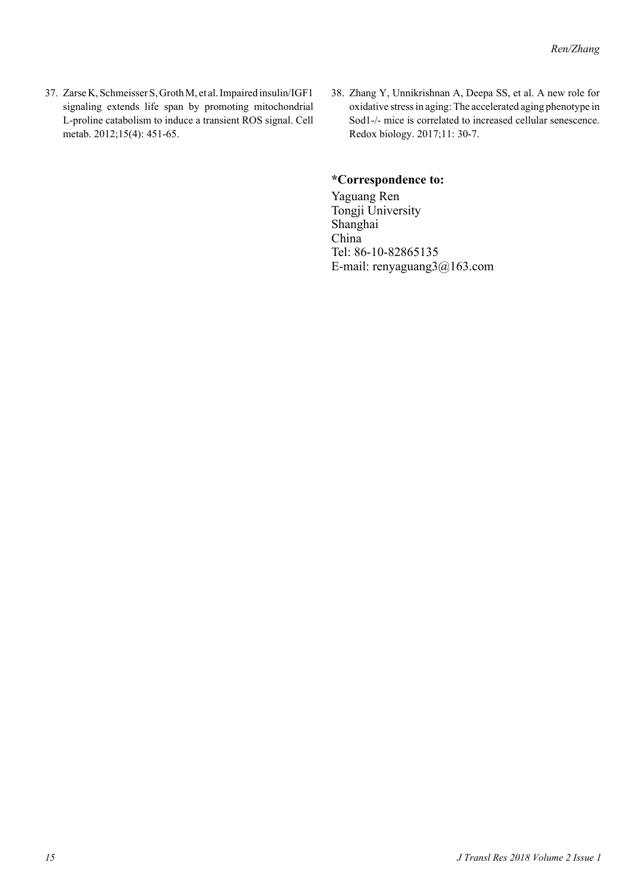37. Zarse K, Schmeisser S, Groth M, et al. Impaired insulin/IGF1 signaling extends life span by promoting mitochondrial L-proline catabolism to induce a transient ROS signal. Cell metab. 2012;15(4): 451-65.

38. Zhang Y, Unnikrishnan A, Deepa SS, et al. A new role for oxidative stress in aging: The accelerated aging phenotype in Sod1-/- mice is correlated to increased cellular senescence. Redox biology. 2017;11: 30-7.

**\*Correspondence to:**

Yaguang Ren
Tongji University
Shanghai
China
Tel: 86-10-82865135
E-mail: renyaguang3@163.com